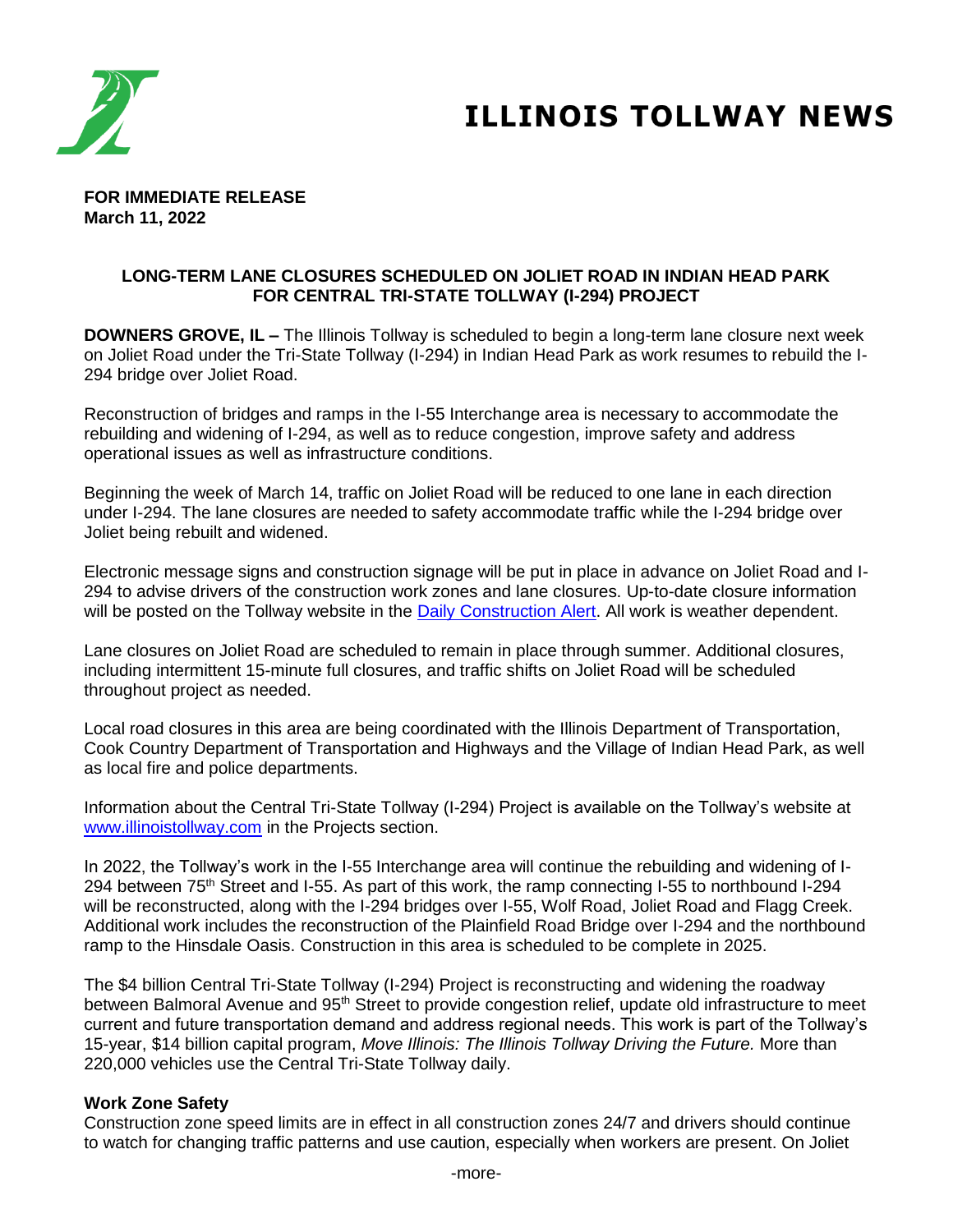# ILLINOIS TOLLWAY NEWS

**FOR IMMEDIATE RELEASE**
**March 11, 2022**

## LONG-TERM LANE CLOSURES SCHEDULED ON JOLIET ROAD IN INDIAN HEAD PARK FOR CENTRAL TRI-STATE TOLLWAY (I-294) PROJECT

**DOWNERS GROVE, IL –** The Illinois Tollway is scheduled to begin a long-term lane closure next week on Joliet Road under the Tri-State Tollway (I-294) in Indian Head Park as work resumes to rebuild the I-294 bridge over Joliet Road.

Reconstruction of bridges and ramps in the I-55 Interchange area is necessary to accommodate the rebuilding and widening of I-294, as well as to reduce congestion, improve safety and address operational issues as well as infrastructure conditions.

Beginning the week of March 14, traffic on Joliet Road will be reduced to one lane in each direction under I-294. The lane closures are needed to safety accommodate traffic while the I-294 bridge over Joliet being rebuilt and widened.

Electronic message signs and construction signage will be put in place in advance on Joliet Road and I-294 to advise drivers of the construction work zones and lane closures. Up-to-date closure information will be posted on the Tollway website in the Daily Construction Alert. All work is weather dependent.

Lane closures on Joliet Road are scheduled to remain in place through summer. Additional closures, including intermittent 15-minute full closures, and traffic shifts on Joliet Road will be scheduled throughout project as needed.

Local road closures in this area are being coordinated with the Illinois Department of Transportation, Cook Country Department of Transportation and Highways and the Village of Indian Head Park, as well as local fire and police departments.

Information about the Central Tri-State Tollway (I-294) Project is available on the Tollway's website at www.illinoistollway.com in the Projects section.

In 2022, the Tollway's work in the I-55 Interchange area will continue the rebuilding and widening of I-294 between 75th Street and I-55. As part of this work, the ramp connecting I-55 to northbound I-294 will be reconstructed, along with the I-294 bridges over I-55, Wolf Road, Joliet Road and Flagg Creek. Additional work includes the reconstruction of the Plainfield Road Bridge over I-294 and the northbound ramp to the Hinsdale Oasis. Construction in this area is scheduled to be complete in 2025.

The $4 billion Central Tri-State Tollway (I-294) Project is reconstructing and widening the roadway between Balmoral Avenue and 95th Street to provide congestion relief, update old infrastructure to meet current and future transportation demand and address regional needs. This work is part of the Tollway's 15-year, $14 billion capital program, *Move Illinois: The Illinois Tollway Driving the Future.* More than 220,000 vehicles use the Central Tri-State Tollway daily.

**Work Zone Safety**
Construction zone speed limits are in effect in all construction zones 24/7 and drivers should continue to watch for changing traffic patterns and use caution, especially when workers are present. On Joliet

-more-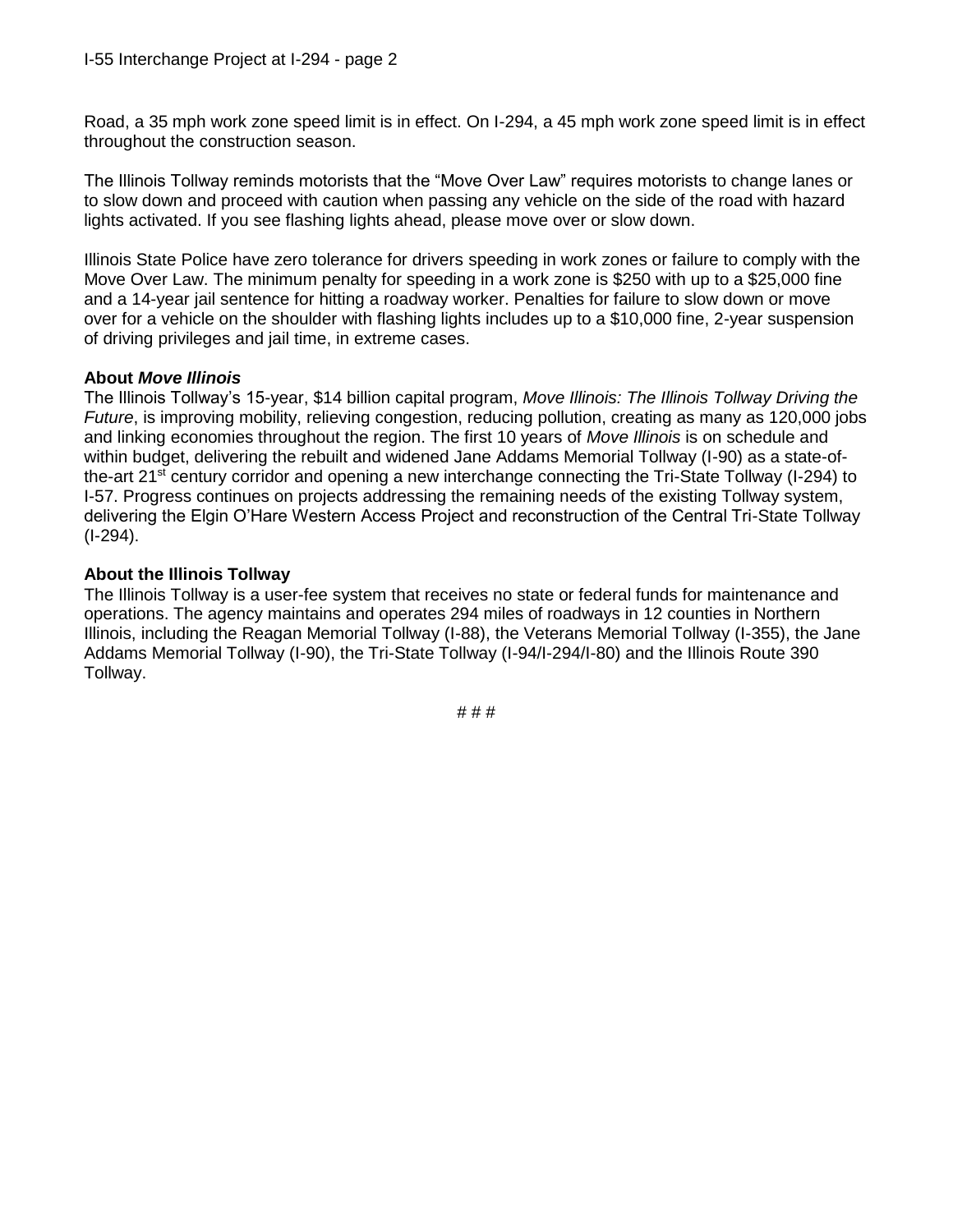Road, a 35 mph work zone speed limit is in effect. On I-294, a 45 mph work zone speed limit is in effect throughout the construction season.

The Illinois Tollway reminds motorists that the "Move Over Law" requires motorists to change lanes or to slow down and proceed with caution when passing any vehicle on the side of the road with hazard lights activated. If you see flashing lights ahead, please move over or slow down.

Illinois State Police have zero tolerance for drivers speeding in work zones or failure to comply with the Move Over Law. The minimum penalty for speeding in a work zone is $250 with up to a $25,000 fine and a 14-year jail sentence for hitting a roadway worker. Penalties for failure to slow down or move over for a vehicle on the shoulder with flashing lights includes up to a $10,000 fine, 2-year suspension of driving privileges and jail time, in extreme cases.

**About *Move Illinois***

The Illinois Tollway's 15-year, $14 billion capital program, *Move Illinois: The Illinois Tollway Driving the Future*, is improving mobility, relieving congestion, reducing pollution, creating as many as 120,000 jobs and linking economies throughout the region. The first 10 years of *Move Illinois* is on schedule and within budget, delivering the rebuilt and widened Jane Addams Memorial Tollway (I-90) as a state-of-the-art 21st century corridor and opening a new interchange connecting the Tri-State Tollway (I-294) to I-57. Progress continues on projects addressing the remaining needs of the existing Tollway system, delivering the Elgin O'Hare Western Access Project and reconstruction of the Central Tri-State Tollway (I-294).

**About the Illinois Tollway**

The Illinois Tollway is a user-fee system that receives no state or federal funds for maintenance and operations. The agency maintains and operates 294 miles of roadways in 12 counties in Northern Illinois, including the Reagan Memorial Tollway (I-88), the Veterans Memorial Tollway (I-355), the Jane Addams Memorial Tollway (I-90), the Tri-State Tollway (I-94/I-294/I-80) and the Illinois Route 390 Tollway.

# # #